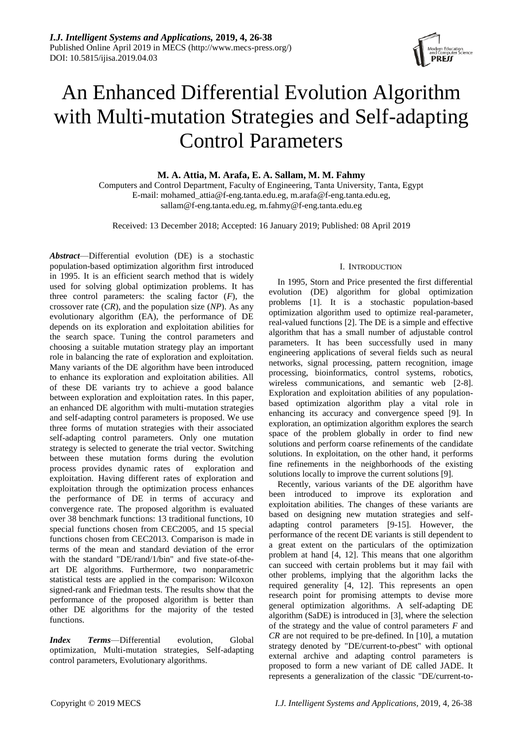# An Enhanced Differential Evolution Algorithm with Multi-mutation Strategies and Self-adapting Control Parameters

**M. A. Attia, M. Arafa, E. A. Sallam, M. M. Fahmy**

Computers and Control Department, Faculty of Engineering, Tanta University, Tanta, Egypt
E-mail: mohamed_attia@f-eng.tanta.edu.eg, m.arafa@f-eng.tanta.edu.eg, sallam@f-eng.tanta.edu.eg, m.fahmy@f-eng.tanta.edu.eg

Received: 13 December 2018; Accepted: 16 January 2019; Published: 08 April 2019

***Abstract***—Differential evolution (DE) is a stochastic population-based optimization algorithm first introduced in 1995. It is an efficient search method that is widely used for solving global optimization problems. It has three control parameters: the scaling factor (*F*), the crossover rate (*CR*), and the population size (*NP*). As any evolutionary algorithm (EA), the performance of DE depends on its exploration and exploitation abilities for the search space. Tuning the control parameters and choosing a suitable mutation strategy play an important role in balancing the rate of exploration and exploitation. Many variants of the DE algorithm have been introduced to enhance its exploration and exploitation abilities. All of these DE variants try to achieve a good balance between exploration and exploitation rates. In this paper, an enhanced DE algorithm with multi-mutation strategies and self-adapting control parameters is proposed. We use three forms of mutation strategies with their associated self-adapting control parameters. Only one mutation strategy is selected to generate the trial vector. Switching between these mutation forms during the evolution process provides dynamic rates of exploration and exploitation. Having different rates of exploration and exploitation through the optimization process enhances the performance of DE in terms of accuracy and convergence rate. The proposed algorithm is evaluated over 38 benchmark functions: 13 traditional functions, 10 special functions chosen from CEC2005, and 15 special functions chosen from CEC2013. Comparison is made in terms of the mean and standard deviation of the error with the standard "DE/rand/1/bin" and five state-of-the-art DE algorithms. Furthermore, two nonparametric statistical tests are applied in the comparison: Wilcoxon signed-rank and Friedman tests. The results show that the performance of the proposed algorithm is better than other DE algorithms for the majority of the tested functions.

***Index Terms***—Differential evolution, Global optimization, Multi-mutation strategies, Self-adapting control parameters, Evolutionary algorithms.

## I. INTRODUCTION

In 1995, Storn and Price presented the first differential evolution (DE) algorithm for global optimization problems [1]. It is a stochastic population-based optimization algorithm used to optimize real-parameter, real-valued functions [2]. The DE is a simple and effective algorithm that has a small number of adjustable control parameters. It has been successfully used in many engineering applications of several fields such as neural networks, signal processing, pattern recognition, image processing, bioinformatics, control systems, robotics, wireless communications, and semantic web [2-8]. Exploration and exploitation abilities of any population-based optimization algorithm play a vital role in enhancing its accuracy and convergence speed [9]. In exploration, an optimization algorithm explores the search space of the problem globally in order to find new solutions and perform coarse refinements of the candidate solutions. In exploitation, on the other hand, it performs fine refinements in the neighborhoods of the existing solutions locally to improve the current solutions [9].

Recently, various variants of the DE algorithm have been introduced to improve its exploration and exploitation abilities. The changes of these variants are based on designing new mutation strategies and self-adapting control parameters [9-15]. However, the performance of the recent DE variants is still dependent to a great extent on the particulars of the optimization problem at hand [4, 12]. This means that one algorithm can succeed with certain problems but it may fail with other problems, implying that the algorithm lacks the required generality [4, 12]. This represents an open research point for promising attempts to devise more general optimization algorithms. A self-adapting DE algorithm (SaDE) is introduced in [3], where the selection of the strategy and the value of control parameters *F* and *CR* are not required to be pre-defined. In [10], a mutation strategy denoted by "DE/current-to-*p*best" with optional external archive and adapting control parameters is proposed to form a new variant of DE called JADE. It represents a generalization of the classic "DE/current-to-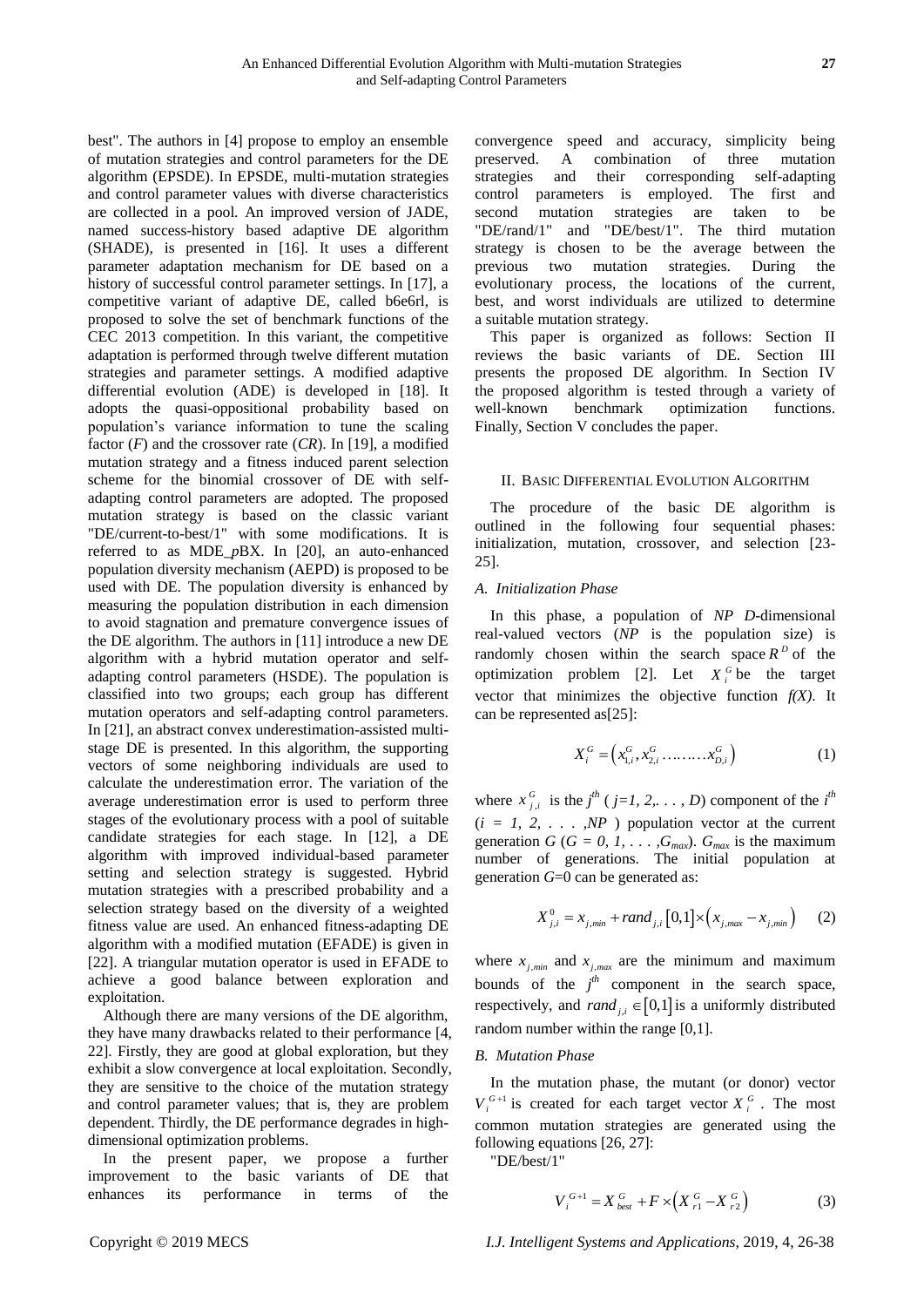best". The authors in [4] propose to employ an ensemble of mutation strategies and control parameters for the DE algorithm (EPSDE). In EPSDE, multi-mutation strategies and control parameter values with diverse characteristics are collected in a pool. An improved version of JADE, named success-history based adaptive DE algorithm (SHADE), is presented in [16]. It uses a different parameter adaptation mechanism for DE based on a history of successful control parameter settings. In [17], a competitive variant of adaptive DE, called b6e6rl, is proposed to solve the set of benchmark functions of the CEC 2013 competition. In this variant, the competitive adaptation is performed through twelve different mutation strategies and parameter settings. A modified adaptive differential evolution (ADE) is developed in [18]. It adopts the quasi-oppositional probability based on population's variance information to tune the scaling factor (*F*) and the crossover rate (*CR*). In [19], a modified mutation strategy and a fitness induced parent selection scheme for the binomial crossover of DE with self-adapting control parameters are adopted. The proposed mutation strategy is based on the classic variant "DE/current-to-best/1" with some modifications. It is referred to as MDE_*p*BX. In [20], an auto-enhanced population diversity mechanism (AEPD) is proposed to be used with DE. The population diversity is enhanced by measuring the population distribution in each dimension to avoid stagnation and premature convergence issues of the DE algorithm. The authors in [11] introduce a new DE algorithm with a hybrid mutation operator and self-adapting control parameters (HSDE). The population is classified into two groups; each group has different mutation operators and self-adapting control parameters. In [21], an abstract convex underestimation-assisted multi-stage DE is presented. In this algorithm, the supporting vectors of some neighboring individuals are used to calculate the underestimation error. The variation of the average underestimation error is used to perform three stages of the evolutionary process with a pool of suitable candidate strategies for each stage. In [12], a DE algorithm with improved individual-based parameter setting and selection strategy is suggested. Hybrid mutation strategies with a prescribed probability and a selection strategy based on the diversity of a weighted fitness value are used. An enhanced fitness-adapting DE algorithm with a modified mutation (EFADE) is given in [22]. A triangular mutation operator is used in EFADE to achieve a good balance between exploration and exploitation.

Although there are many versions of the DE algorithm, they have many drawbacks related to their performance [4, 22]. Firstly, they are good at global exploration, but they exhibit a slow convergence at local exploitation. Secondly, they are sensitive to the choice of the mutation strategy and control parameter values; that is, they are problem dependent. Thirdly, the DE performance degrades in high-dimensional optimization problems.

In the present paper, we propose a further improvement to the basic variants of DE that enhances its performance in terms of the convergence speed and accuracy, simplicity being preserved. A combination of three mutation strategies and their corresponding self-adapting control parameters is employed. The first and second mutation strategies are taken to be "DE/rand/1" and "DE/best/1". The third mutation strategy is chosen to be the average between the previous two mutation strategies. During the evolutionary process, the locations of the current, best, and worst individuals are utilized to determine a suitable mutation strategy.

This paper is organized as follows: Section II reviews the basic variants of DE. Section III presents the proposed DE algorithm. In Section IV the proposed algorithm is tested through a variety of well-known benchmark optimization functions. Finally, Section V concludes the paper.

## II. Basic Differential Evolution Algorithm

The procedure of the basic DE algorithm is outlined in the following four sequential phases: initialization, mutation, crossover, and selection [23-25].

### A. Initialization Phase

In this phase, a population of *NP* *D*-dimensional real-valued vectors (*NP* is the population size) is randomly chosen within the search space $R^D$ of the optimization problem [2]. Let $X_i^G$ be the target vector that minimizes the objective function $f(X)$. It can be represented as[25]:

$$X_i^G = \left(x_{1,i}^G, x_{2,i}^G \ldots\ldots\ldots x_{D,i}^G\right) \tag{1}$$

where $x_{j,i}^G$ is the $j^{th}$ ($j=1, 2, \ldots, D$) component of the $i^{th}$ ($i = 1, 2, \ldots, NP$) population vector at the current generation $G$ ($G = 0, 1, \ldots, G_{max}$). $G_{max}$ is the maximum number of generations. The initial population at generation $G$=0 can be generated as:

$$X_{j,i}^0 = x_{j,min} + rand_{j,i}\left[0,1\right] \times \left(x_{j,max} - x_{j,min}\right) \tag{2}$$

where $x_{j,min}$ and $x_{j,max}$ are the minimum and maximum bounds of the $j^{th}$ component in the search space, respectively, and $rand_{j,i} \in [0,1]$ is a uniformly distributed random number within the range [0,1].

### B. Mutation Phase

In the mutation phase, the mutant (or donor) vector $V_i^{G+1}$ is created for each target vector $X_i^G$. The most common mutation strategies are generated using the following equations [26, 27]:

"DE/best/1"

$$V_i^{G+1} = X_{best}^G + F \times \left(X_{r1}^G - X_{r2}^G\right) \tag{3}$$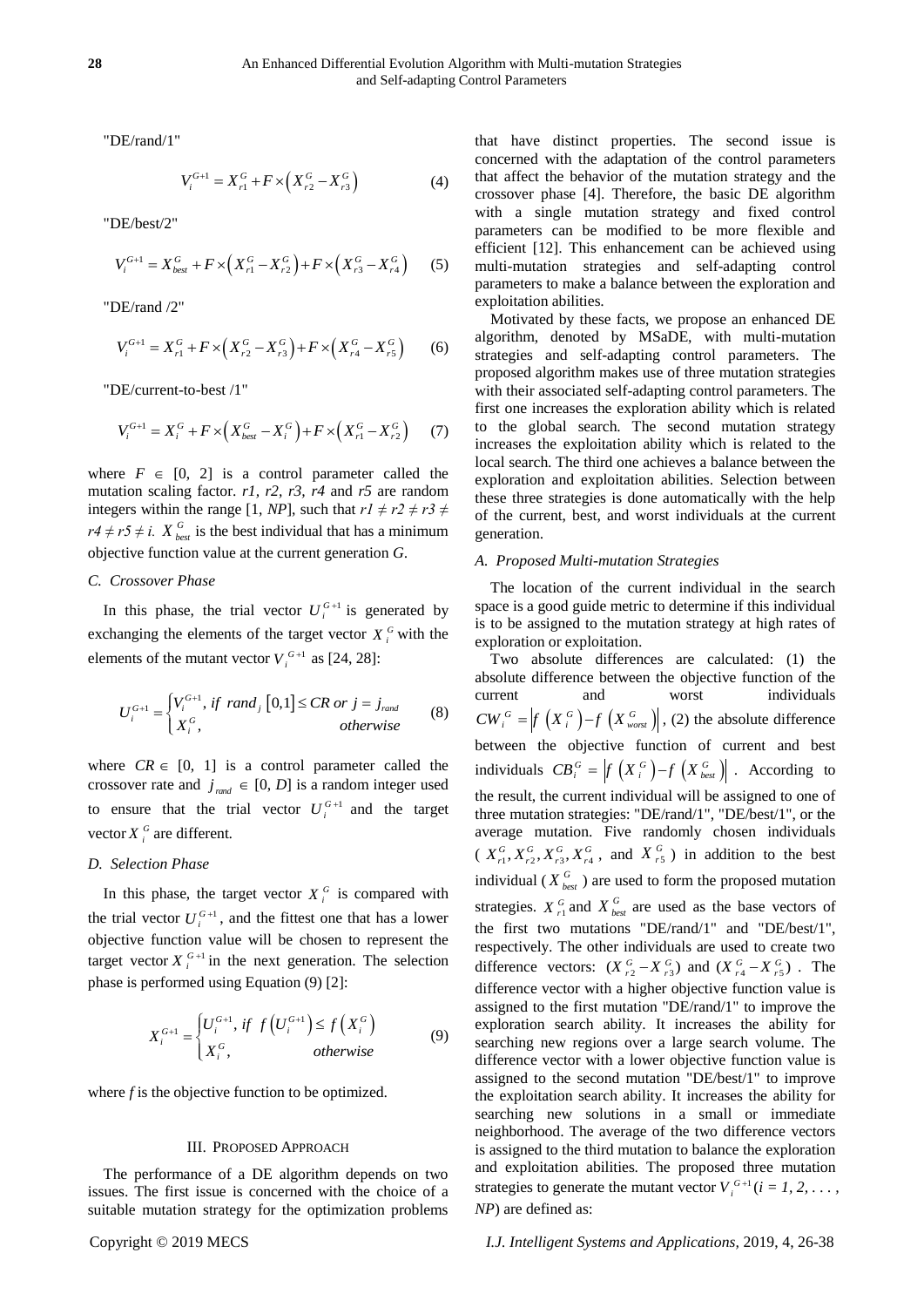"DE/rand/1"

$$V_i^{G+1} = X_{r1}^G + F \times \left( X_{r2}^G - X_{r3}^G \right) \tag{4}$$

"DE/best/2"

$$V_i^{G+1} = X_{best}^G + F \times \left( X_{r1}^G - X_{r2}^G \right) + F \times \left( X_{r3}^G - X_{r4}^G \right) \tag{5}$$

"DE/rand /2"

$$V_i^{G+1} = X_{r1}^G + F \times \left( X_{r2}^G - X_{r3}^G \right) + F \times \left( X_{r4}^G - X_{r5}^G \right) \tag{6}$$

"DE/current-to-best /1"

$$V_i^{G+1} = X_i^G + F \times \left( X_{best}^G - X_i^G \right) + F \times \left( X_{r1}^G - X_{r2}^G \right) \tag{7}$$

where $F \in [0, 2]$ is a control parameter called the mutation scaling factor. $r1, r2, r3, r4$ and $r5$ are random integers within the range [1, *NP*], such that $r1 \neq r2 \neq r3 \neq r4 \neq r5 \neq i$. $X_{best}^G$ is the best individual that has a minimum objective function value at the current generation $G$.

### C. Crossover Phase

In this phase, the trial vector $U_i^{G+1}$ is generated by exchanging the elements of the target vector $X_i^G$ with the elements of the mutant vector $V_i^{G+1}$ as [24, 28]:

$$U_i^{G+1} = \begin{cases} V_i^{G+1}, & if \ rand_j [0,1] \leq CR \ or \ j = j_{rand} \\ X_i^G, & otherwise \end{cases} \tag{8}$$

where $CR \in [0, 1]$ is a control parameter called the crossover rate and $j_{rand} \in [0, D]$ is a random integer used to ensure that the trial vector $U_i^{G+1}$ and the target vector $X_i^G$ are different.

### D. Selection Phase

In this phase, the target vector $X_i^G$ is compared with the trial vector $U_i^{G+1}$, and the fittest one that has a lower objective function value will be chosen to represent the target vector $X_i^{G+1}$ in the next generation. The selection phase is performed using Equation (9) [2]:

$$X_i^{G+1} = \begin{cases} U_i^{G+1}, & if \ f\left(U_i^{G+1}\right) \leq f\left(X_i^G\right) \\ X_i^G, & otherwise \end{cases} \tag{9}$$

where $f$ is the objective function to be optimized.

## III. Proposed Approach

The performance of a DE algorithm depends on two issues. The first issue is concerned with the choice of a suitable mutation strategy for the optimization problems that have distinct properties. The second issue is concerned with the adaptation of the control parameters that affect the behavior of the mutation strategy and the crossover phase [4]. Therefore, the basic DE algorithm with a single mutation strategy and fixed control parameters can be modified to be more flexible and efficient [12]. This enhancement can be achieved using multi-mutation strategies and self-adapting control parameters to make a balance between the exploration and exploitation abilities.

Motivated by these facts, we propose an enhanced DE algorithm, denoted by MSaDE, with multi-mutation strategies and self-adapting control parameters. The proposed algorithm makes use of three mutation strategies with their associated self-adapting control parameters. The first one increases the exploration ability which is related to the global search. The second mutation strategy increases the exploitation ability which is related to the local search. The third one achieves a balance between the exploration and exploitation abilities. Selection between these three strategies is done automatically with the help of the current, best, and worst individuals at the current generation.

### A. Proposed Multi-mutation Strategies

The location of the current individual in the search space is a good guide metric to determine if this individual is to be assigned to the mutation strategy at high rates of exploration or exploitation.

Two absolute differences are calculated: (1) the absolute difference between the objective function of the current and worst individuals $CW_i^G = \left| f\left(X_i^G\right) - f\left(X_{worst}^G\right) \right|$, (2) the absolute difference between the objective function of current and best individuals $CB_i^G = \left| f\left(X_i^G\right) - f\left(X_{best}^G\right) \right|$. According to the result, the current individual will be assigned to one of three mutation strategies: "DE/rand/1", "DE/best/1", or the average mutation. Five randomly chosen individuals ($X_{r1}^G, X_{r2}^G, X_{r3}^G, X_{r4}^G$, and $X_{r5}^G$) in addition to the best individual ($X_{best}^G$) are used to form the proposed mutation strategies. $X_{r1}^G$ and $X_{best}^G$ are used as the base vectors of the first two mutations "DE/rand/1" and "DE/best/1", respectively. The other individuals are used to create two difference vectors: $(X_{r2}^G - X_{r3}^G)$ and $(X_{r4}^G - X_{r5}^G)$. The difference vector with a higher objective function value is assigned to the first mutation "DE/rand/1" to improve the exploration search ability. It increases the ability for searching new regions over a large search volume. The difference vector with a lower objective function value is assigned to the second mutation "DE/best/1" to improve the exploitation search ability. It increases the ability for searching new solutions in a small or immediate neighborhood. The average of the two difference vectors is assigned to the third mutation to balance the exploration and exploitation abilities. The proposed three mutation strategies to generate the mutant vector $V_i^{G+1} (i = 1, 2, \ldots, NP)$ are defined as: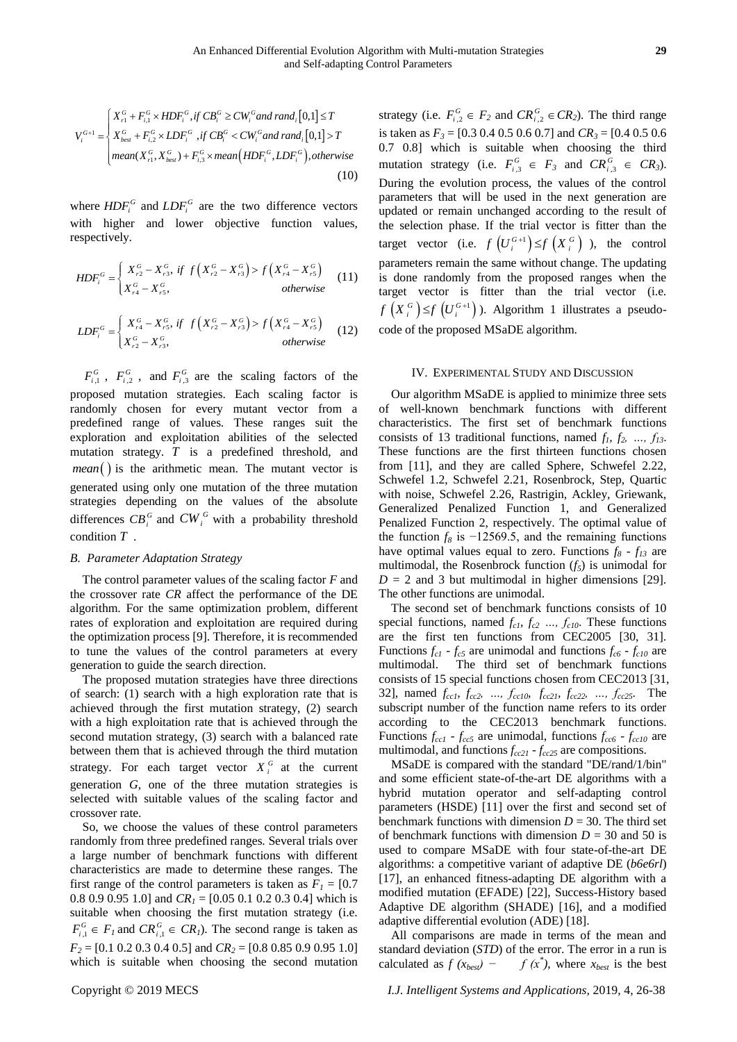$$V_i^{G+1} = \begin{cases} X_{r1}^G + F_{i,1}^G \times HDF_i^G, if\ CB_i^G \geq CW_i^G and\ rand_i[0,1] \leq T \\ X_{best}^G + F_{i,2}^G \times LDF_i^G\ , if\ CB_i^G < CW_i^G and\ rand_i[0,1] > T \\ mean(X_{r1}^G, X_{best}^G) + F_{i,3}^G \times mean(HDF_i^G, LDF_i^G), otherwise \end{cases} \tag{10}$$

where $HDF_i^G$ and $LDF_i^G$ are the two difference vectors with higher and lower objective function values, respectively.

$$HDF_i^G = \begin{cases} X_{r2}^G - X_{r3}^G, & if\ \ f\left(X_{r2}^G - X_{r3}^G\right) > f\left(X_{r4}^G - X_{r5}^G\right) \\ X_{r4}^G - X_{r5}^G, & otherwise \end{cases} \tag{11}$$

$$LDF_i^G = \begin{cases} X_{r4}^G - X_{r5}^G, & if\ \ f\left(X_{r2}^G - X_{r3}^G\right) > f\left(X_{r4}^G - X_{r5}^G\right) \\ X_{r2}^G - X_{r3}^G, & otherwise \end{cases} \tag{12}$$

$F_{i,1}^G$, $F_{i,2}^G$, and $F_{i,3}^G$ are the scaling factors of the proposed mutation strategies. Each scaling factor is randomly chosen for every mutant vector from a predefined range of values. These ranges suit the exploration and exploitation abilities of the selected mutation strategy. $T$ is a predefined threshold, and $mean()$ is the arithmetic mean. The mutant vector is generated using only one mutation of the three mutation strategies depending on the values of the absolute differences $CB_i^G$ and $CW_i^G$ with a probability threshold condition $T$.

### B. Parameter Adaptation Strategy

The control parameter values of the scaling factor $F$ and the crossover rate $CR$ affect the performance of the DE algorithm. For the same optimization problem, different rates of exploration and exploitation are required during the optimization process [9]. Therefore, it is recommended to tune the values of the control parameters at every generation to guide the search direction.

The proposed mutation strategies have three directions of search: (1) search with a high exploration rate that is achieved through the first mutation strategy, (2) search with a high exploitation rate that is achieved through the second mutation strategy, (3) search with a balanced rate between them that is achieved through the third mutation strategy. For each target vector $X_i^G$ at the current generation $G$, one of the three mutation strategies is selected with suitable values of the scaling factor and crossover rate.

So, we choose the values of these control parameters randomly from three predefined ranges. Several trials over a large number of benchmark functions with different characteristics are made to determine these ranges. The first range of the control parameters is taken as $F_1$ = [0.7 0.8 0.9 0.95 1.0] and $CR_1$ = [0.05 0.1 0.2 0.3 0.4] which is suitable when choosing the first mutation strategy (i.e. $F_{i,1}^G \in F_1$ and $CR_{i,1}^G \in CR_1$). The second range is taken as $F_2$ = [0.1 0.2 0.3 0.4 0.5] and $CR_2$ = [0.8 0.85 0.9 0.95 1.0] which is suitable when choosing the second mutation strategy (i.e. $F_{i,2}^G \in F_2$ and $CR_{i,2}^G \in CR_2$). The third range is taken as $F_3$ = [0.3 0.4 0.5 0.6 0.7] and $CR_3$ = [0.4 0.5 0.6 0.7 0.8] which is suitable when choosing the third mutation strategy (i.e. $F_{i,3}^G \in F_3$ and $CR_{i,3}^G \in CR_3$). During the evolution process, the values of the control parameters that will be used in the next generation are updated or remain unchanged according to the result of the selection phase. If the trial vector is fitter than the target vector (i.e. $f\left(U_i^{G+1}\right) \leq f\left(X_i^G\right)$), the control parameters remain the same without change. The updating is done randomly from the proposed ranges when the target vector is fitter than the trial vector (i.e. $f\left(X_i^G\right) \leq f\left(U_i^{G+1}\right)$). Algorithm 1 illustrates a pseudo-code of the proposed MSaDE algorithm.

## IV. Experimental Study and Discussion

Our algorithm MSaDE is applied to minimize three sets of well-known benchmark functions with different characteristics. The first set of benchmark functions consists of 13 traditional functions, named $f_1, f_2, \ldots, f_{13}$. These functions are the first thirteen functions chosen from [11], and they are called Sphere, Schwefel 2.22, Schwefel 1.2, Schwefel 2.21, Rosenbrock, Step, Quartic with noise, Schwefel 2.26, Rastrigin, Ackley, Griewank, Generalized Penalized Function 1, and Generalized Penalized Function 2, respectively. The optimal value of the function $f_8$ is −12569.5, and the remaining functions have optimal values equal to zero. Functions $f_8$ - $f_{13}$ are multimodal, the Rosenbrock function ($f_5$) is unimodal for $D$ = 2 and 3 but multimodal in higher dimensions [29]. The other functions are unimodal.

The second set of benchmark functions consists of 10 special functions, named $f_{c1}, f_{c2} \ldots, f_{c10}$. These functions are the first ten functions from CEC2005 [30, 31]. Functions $f_{c1}$ - $f_{c5}$ are unimodal and functions $f_{c6}$ - $f_{c10}$ are multimodal. The third set of benchmark functions consists of 15 special functions chosen from CEC2013 [31, 32], named $f_{cc1}, f_{cc2}, \ldots, f_{cc10}, f_{cc21}, f_{cc22}, \ldots, f_{cc25}$. The subscript number of the function name refers to its order according to the CEC2013 benchmark functions. Functions $f_{cc1}$ - $f_{cc5}$ are unimodal, functions $f_{cc6}$ - $f_{cc10}$ are multimodal, and functions $f_{cc21}$ - $f_{cc25}$ are compositions.

MSaDE is compared with the standard "DE/rand/1/bin" and some efficient state-of-the-art DE algorithms with a hybrid mutation operator and self-adapting control parameters (HSDE) [11] over the first and second set of benchmark functions with dimension $D$ = 30. The third set of benchmark functions with dimension $D$ = 30 and 50 is used to compare MSaDE with four state-of-the-art DE algorithms: a competitive variant of adaptive DE (*b6e6rl*) [17], an enhanced fitness-adapting DE algorithm with a modified mutation (EFADE) [22], Success-History based Adaptive DE algorithm (SHADE) [16], and a modified adaptive differential evolution (ADE) [18].

All comparisons are made in terms of the mean and standard deviation (*STD*) of the error. The error in a run is calculated as $f(x_{best}) - f(x^*)$, where $x_{best}$ is the best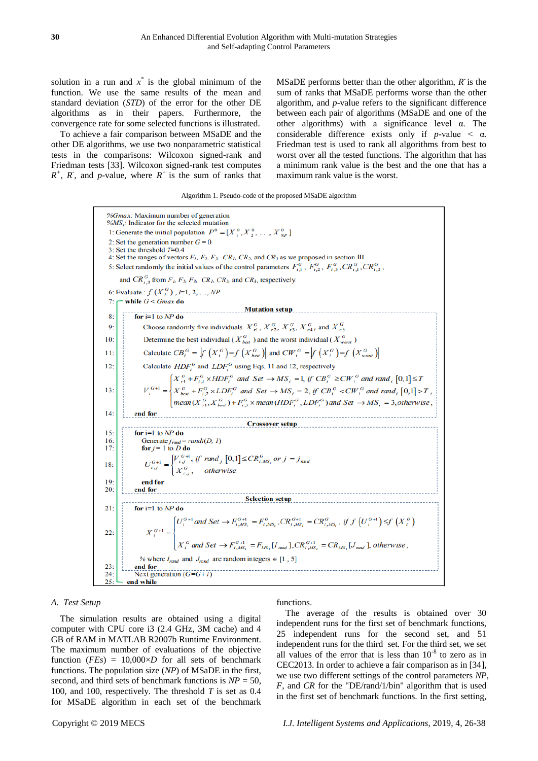solution in a run and $x^*$ is the global minimum of the function. We use the same results of the mean and standard deviation (*STD*) of the error for the other DE algorithms as in their papers. Furthermore, the convergence rate for some selected functions is illustrated.

To achieve a fair comparison between MSaDE and the other DE algorithms, we use two nonparametric statistical tests in the comparisons: Wilcoxon signed-rank and Friedman tests [33]. Wilcoxon signed-rank test computes $R^+$, $R^-$, and *p*-value, where $R^+$ is the sum of ranks that MSaDE performs better than the other algorithm, $R^-$ is the sum of ranks that MSaDE performs worse than the other algorithm, and *p*-value refers to the significant difference between each pair of algorithms (MSaDE and one of the other algorithms) with a significance level α. The considerable difference exists only if *p*-value < α. Friedman test is used to rank all algorithms from best to worst over all the tested functions. The algorithm that has a minimum rank value is the best and the one that has a maximum rank value is the worst.

Algorithm 1. Pseudo-code of the proposed MSaDE algorithm

```
%Gmax: Maximum number of generation
%MS_i: Indicator for the selected mutation
1: Generate the initial population P^0 = [X_1^0, X_2^0, ..., X_NP^0]
2: Set the generation number G = 0
3: Set the threshold T=0.4
4: Set the ranges of vectors F1, F2, F3, CR1, CR2, and CR3 as we proposed in section III
5: Select randomly the initial values of the control parameters F_{i,1}^G, F_{i,2}^G, F_{i,3}^G, CR_{i,1}^G, CR_{i,2}^G,
   and CR_{i,3}^G from F1, F2, F3, CR1, CR2, and CR3, respectively.
6: Evaluate : f(X_i^G), i=1, 2, ..., NP
7: while G < Gmax do
                          Mutation setup
8:    for i=1 to NP do
9:       Choose randomly five individuals X_r1^G, X_r2^G, X_r3^G, X_r4^G, and X_r5^G
10:      Determine the best individual (X_best^G) and the worst individual (X_worst^G)
11:      Calculate CB_i^G = |f(X_i^G) - f(X_best^G)| and CW_i^G = |f(X_i^G) - f(X_worst^G)|
12:      Calculate HDF_i^G and LDF_i^G using Eqs. 11 and 12, respectively
13:      V_i^{G+1} = { X_r1^G + F_{i,1}^G × HDF_i^G and Set → MS_i = 1, if CB_i^G ≥ CW_i^G and rand_i[0,1] ≤ T
                     { X_best^G + F_{i,2}^G × LDF_i^G and Set → MS_i = 2, if CB_i^G < CW_i^G and rand_i[0,1] > T,
                     { mean(X_r1^G, X_best^G) + F_{i,3}^G × mean(HDF_i^G, LDF_i^G) and Set → MS_i = 3, otherwise,
14:   end for
                          Crossover setup
15:   for i=1 to NP do
16:      Generate j_rand = randi(D, 1)
17:      for j = 1 to D do
18:         U_{i,j}^{G+1} = { V_{i,j}^{G+1}, if rand_j[0,1] ≤ CR_{i,MS_i}^G or j = j_rand
                          { X_{i,j}^G,     otherwise
19:      end for
20:   end for
                          Selection setup
21:   for i=1 to NP do
22:      X_i^{G+1} = { U_i^{G+1} and Set → F_{i,MS_i}^{G+1} = F_{i,MS_i}^G, CR_{i,MS_i}^{G+1} = CR_{i,MS_i}^G, if f(U_i^{G+1}) ≤ f(X_i^G)
                   { X_i^G and Set → F_{i,MS_i}^{G+1} = F_{MS_i}[I_rand], CR_{i,MS_i}^{G+1} = CR_{MS_i}[J_rand], otherwise,
      % where I_rand and J_rand are random integers ∈ [1, 5]
23:   end for
24:   Next generation (G=G+1)
25: end while
```

## A. Test Setup

The simulation results are obtained using a digital computer with CPU core i3 (2.4 GHz, 3M cache) and 4 GB of RAM in MATLAB R2007b Runtime Environment. The maximum number of evaluations of the objective function (*FEs*) = 10,000×*D* for all sets of benchmark functions. The population size (*NP*) of MSaDE in the first, second, and third sets of benchmark functions is *NP* = 50, 100, and 100, respectively. The threshold *T* is set as 0.4 for MSaDE algorithm in each set of the benchmark functions.

The average of the results is obtained over 30 independent runs for the first set of benchmark functions, 25 independent runs for the second set, and 51 independent runs for the third set. For the third set, we set all values of the error that is less than $10^{-8}$ to zero as in CEC2013. In order to achieve a fair comparison as in [34], we use two different settings of the control parameters *NP*, *F*, and *CR* for the "DE/rand/1/bin" algorithm that is used in the first set of benchmark functions. In the first setting,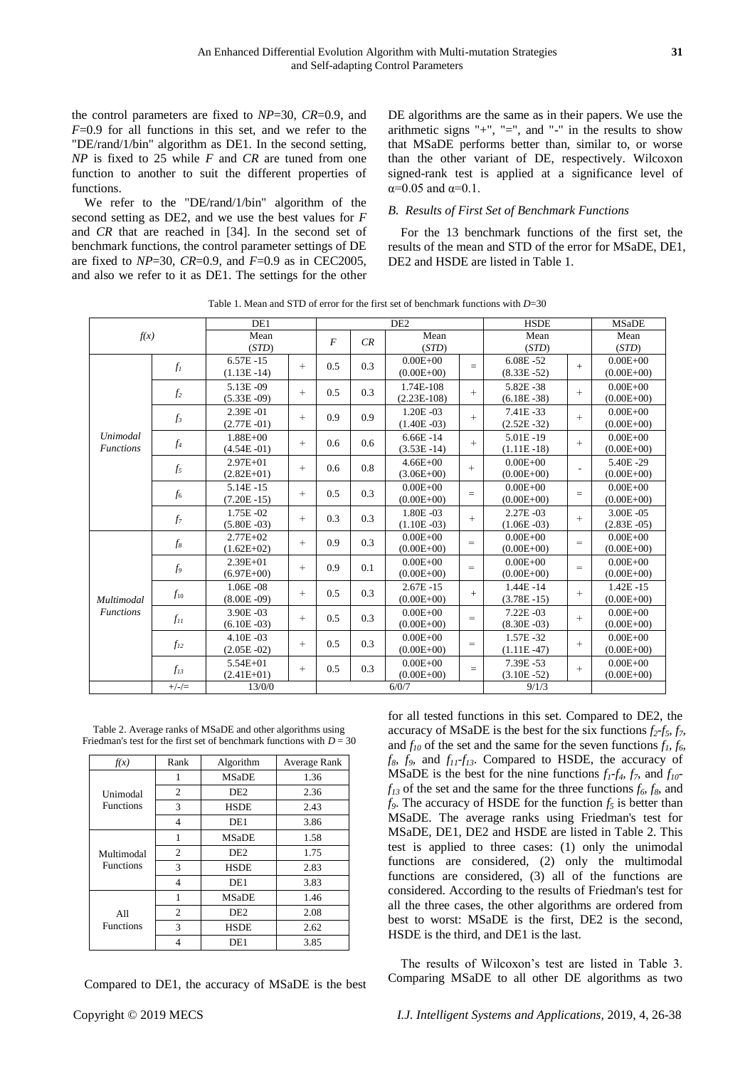the control parameters are fixed to $NP$=30, $CR$=0.9, and $F$=0.9 for all functions in this set, and we refer to the "DE/rand/1/bin" algorithm as DE1. In the second setting, $NP$ is fixed to 25 while $F$ and $CR$ are tuned from one function to another to suit the different properties of functions.

We refer to the "DE/rand/1/bin" algorithm of the second setting as DE2, and we use the best values for $F$ and $CR$ that are reached in [34]. In the second set of benchmark functions, the control parameter settings of DE are fixed to $NP$=30, $CR$=0.9, and $F$=0.9 as in CEC2005, and also we refer to it as DE1. The settings for the other DE algorithms are the same as in their papers. We use the arithmetic signs "+", "=", and "-" in the results to show that MSaDE performs better than, similar to, or worse than the other variant of DE, respectively. Wilcoxon signed-rank test is applied at a significance level of $\alpha$=0.05 and $\alpha$=0.1.

### B. Results of First Set of Benchmark Functions

For the 13 benchmark functions of the first set, the results of the mean and STD of the error for MSaDE, DE1, DE2 and HSDE are listed in Table 1.

Table 1. Mean and STD of error for the first set of benchmark functions with $D$=30

| $f(x)$ | | DE1 | | DE2 | | | | HSDE | | MSaDE |
|---|---|---|---|---|---|---|---|---|---|---|
| | | Mean (STD) | | $F$ | $CR$ | Mean (STD) | | Mean (STD) | | Mean (STD) |
| Unimodal Functions | $f_1$ | 6.57E -15 (1.13E -14) | + | 0.5 | 0.3 | 0.00E+00 (0.00E+00) | = | 6.08E -52 (8.33E -52) | + | 0.00E+00 (0.00E+00) |
| | $f_2$ | 5.13E -09 (5.33E -09) | + | 0.5 | 0.3 | 1.74E-108 (2.23E-108) | + | 5.82E -38 (6.18E -38) | + | 0.00E+00 (0.00E+00) |
| | $f_3$ | 2.39E -01 (2.77E -01) | + | 0.9 | 0.9 | 1.20E -03 (1.40E -03) | + | 7.41E -33 (2.52E -32) | + | 0.00E+00 (0.00E+00) |
| | $f_4$ | 1.88E+00 (4.54E -01) | + | 0.6 | 0.6 | 6.66E -14 (3.53E -14) | + | 5.01E -19 (1.11E -18) | + | 0.00E+00 (0.00E+00) |
| | $f_5$ | 2.97E+01 (2.82E+01) | + | 0.6 | 0.8 | 4.66E+00 (3.06E+00) | + | 0.00E+00 (0.00E+00) | - | 5.40E -29 (0.00E+00) |
| | $f_6$ | 5.14E -15 (7.20E -15) | + | 0.5 | 0.3 | 0.00E+00 (0.00E+00) | = | 0.00E+00 (0.00E+00) | = | 0.00E+00 (0.00E+00) |
| | $f_7$ | 1.75E -02 (5.80E -03) | + | 0.3 | 0.3 | 1.80E -03 (1.10E -03) | + | 2.27E -03 (1.06E -03) | + | 3.00E -05 (2.83E -05) |
| Multimodal Functions | $f_8$ | 2.77E+02 (1.62E+02) | + | 0.9 | 0.3 | 0.00E+00 (0.00E+00) | = | 0.00E+00 (0.00E+00) | = | 0.00E+00 (0.00E+00) |
| | $f_9$ | 2.39E+01 (6.97E+00) | + | 0.9 | 0.1 | 0.00E+00 (0.00E+00) | = | 0.00E+00 (0.00E+00) | = | 0.00E+00 (0.00E+00) |
| | $f_{10}$ | 1.06E -08 (8.00E -09) | + | 0.5 | 0.3 | 2.67E -15 (0.00E+00) | + | 1.44E -14 (3.78E -15) | + | 1.42E -15 (0.00E+00) |
| | $f_{11}$ | 3.90E -03 (6.10E -03) | + | 0.5 | 0.3 | 0.00E+00 (0.00E+00) | = | 7.22E -03 (8.30E -03) | + | 0.00E+00 (0.00E+00) |
| | $f_{12}$ | 4.10E -03 (2.05E -02) | + | 0.5 | 0.3 | 0.00E+00 (0.00E+00) | = | 1.57E -32 (1.11E -47) | + | 0.00E+00 (0.00E+00) |
| | $f_{13}$ | 5.54E+01 (2.41E+01) | + | 0.5 | 0.3 | 0.00E+00 (0.00E+00) | = | 7.39E -53 (3.10E -52) | + | 0.00E+00 (0.00E+00) |
| | +/-/= | 13/0/0 | | 6/0/7 | | | | 9/1/3 | | |

Table 2. Average ranks of MSaDE and other algorithms using Friedman's test for the first set of benchmark functions with $D$ = 30

| $f(x)$ | Rank | Algorithm | Average Rank |
|---|---|---|---|
| Unimodal Functions | 1 | MSaDE | 1.36 |
| | 2 | DE2 | 2.36 |
| | 3 | HSDE | 2.43 |
| | 4 | DE1 | 3.86 |
| Multimodal Functions | 1 | MSaDE | 1.58 |
| | 2 | DE2 | 1.75 |
| | 3 | HSDE | 2.83 |
| | 4 | DE1 | 3.83 |
| All Functions | 1 | MSaDE | 1.46 |
| | 2 | DE2 | 2.08 |
| | 3 | HSDE | 2.62 |
| | 4 | DE1 | 3.85 |

Compared to DE1, the accuracy of MSaDE is the best for all tested functions in this set. Compared to DE2, the accuracy of MSaDE is the best for the six functions $f_2$-$f_5$, $f_7$, and $f_{10}$ of the set and the same for the seven functions $f_1$, $f_6$, $f_8$, $f_9$, and $f_{11}$-$f_{13}$. Compared to HSDE, the accuracy of MSaDE is the best for the nine functions $f_1$-$f_4$, $f_7$, and $f_{10}$-$f_{13}$ of the set and the same for the three functions $f_6$, $f_8$, and $f_9$. The accuracy of HSDE for the function $f_5$ is better than MSaDE. The average ranks using Friedman's test for MSaDE, DE1, DE2 and HSDE are listed in Table 2. This test is applied to three cases: (1) only the unimodal functions are considered, (2) only the multimodal functions are considered, (3) all of the functions are considered. According to the results of Friedman's test for all the three cases, the other algorithms are ordered from best to worst: MSaDE is the first, DE2 is the second, HSDE is the third, and DE1 is the last.

The results of Wilcoxon's test are listed in Table 3. Comparing MSaDE to all other DE algorithms as two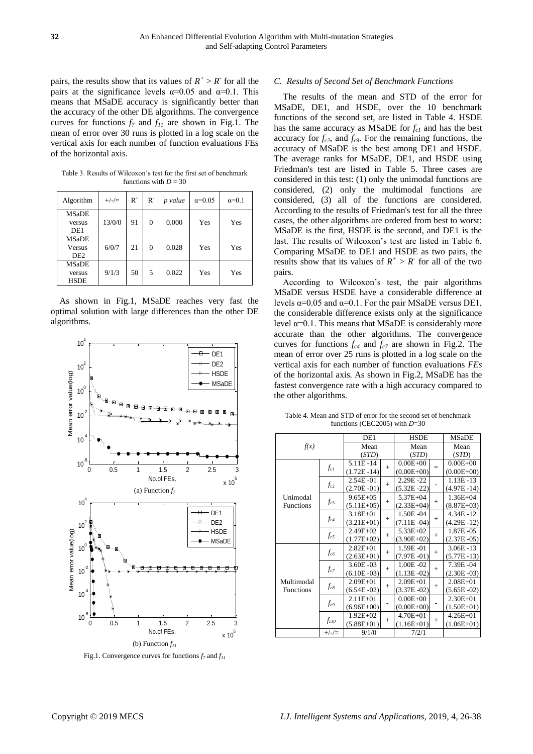pairs, the results show that its values of $R^+ > R^-$ for all the pairs at the significance levels α=0.05 and α=0.1. This means that MSaDE accuracy is significantly better than the accuracy of the other DE algorithms. The convergence curves for functions $f_7$ and $f_{11}$ are shown in Fig.1. The mean of error over 30 runs is plotted in a log scale on the vertical axis for each number of function evaluations FEs of the horizontal axis.

Table 3. Results of Wilcoxon's test for the first set of benchmark functions with $D = 30$

| Algorithm | +/-/= | $R^+$ | $R^-$ | *p value* | α=0.05 | α=0.1 |
|---|---|---|---|---|---|---|
| MSaDE versus DE1 | 13/0/0 | 91 | 0 | 0.000 | Yes | Yes |
| MSaDE Versus DE2 | 6/0/7 | 21 | 0 | 0.028 | Yes | Yes |
| MSaDE versus HSDE | 9/1/3 | 50 | 5 | 0.022 | Yes | Yes |

As shown in Fig.1, MSaDE reaches very fast the optimal solution with large differences than the other DE algorithms.

(a) Function $f_7$

(b) Function $f_{11}$

Fig.1. Convergence curves for functions $f_7$ and $f_{11}$

### C. Results of Second Set of Benchmark Functions

The results of the mean and STD of the error for MSaDE, DE1, and HSDE, over the 10 benchmark functions of the second set, are listed in Table 4. HSDE has the same accuracy as MSaDE for $f_{c1}$ and has the best accuracy for $f_{c2}$, and $f_{c9}$. For the remaining functions, the accuracy of MSaDE is the best among DE1 and HSDE. The average ranks for MSaDE, DE1, and HSDE using Friedman's test are listed in Table 5. Three cases are considered in this test: (1) only the unimodal functions are considered, (2) only the multimodal functions are considered, (3) all of the functions are considered. According to the results of Friedman's test for all the three cases, the other algorithms are ordered from best to worst: MSaDE is the first, HSDE is the second, and DE1 is the last. The results of Wilcoxon's test are listed in Table 6. Comparing MSaDE to DE1 and HSDE as two pairs, the results show that its values of $R^+ > R^-$ for all of the two pairs.

According to Wilcoxon's test, the pair algorithms MSaDE versus HSDE have a considerable difference at levels α=0.05 and α=0.1. For the pair MSaDE versus DE1, the considerable difference exists only at the significance level α=0.1. This means that MSaDE is considerably more accurate than the other algorithms. The convergence curves for functions $f_{c4}$ and $f_{c7}$ are shown in Fig.2. The mean of error over 25 runs is plotted in a log scale on the vertical axis for each number of function evaluations *FEs* of the horizontal axis. As shown in Fig.2, MSaDE has the fastest convergence rate with a high accuracy compared to the other algorithms.

Table 4. Mean and STD of error for the second set of benchmark functions (CEC2005) with $D$=30

| *f(x)* | | DE1 Mean (*STD*) | | HSDE Mean (*STD*) | | MSaDE Mean (*STD*) |
|---|---|---|---|---|---|---|
| Unimodal Functions | $f_{c1}$ | 5.11E -14 (1.72E -14) | + | 0.00E+00 (0.00E+00) | = | 0.00E+00 (0.00E+00) |
| | $f_{c2}$ | 2.54E -01 (2.70E -01) | + | 2.29E -22 (5.32E -22) | - | 1.13E -13 (4.97E -14) |
| | $f_{c3}$ | 9.65E+05 (5.11E+05) | + | 5.37E+04 (2.33E+04) | + | 1.36E+04 (8.87E+03) |
| | $f_{c4}$ | 3.18E+01 (3.21E+01) | + | 1.50E -04 (7.11E -04) | + | 4.34E -12 (4.29E -12) |
| | $f_{c5}$ | 2.49E+02 (1.77E+02) | + | 5.33E+02 (3.90E+02) | + | 1.87E -05 (2.37E -05) |
| Multimodal Functions | $f_{c6}$ | 2.82E+01 (2.63E+01) | + | 1.59E -01 (7.97E -01) | + | 3.06E -13 (5.77E -13) |
| | $f_{c7}$ | 3.60E -03 (6.10E -03) | + | 1.00E -02 (1.13E -02) | + | 7.39E -04 (2.30E -03) |
| | $f_{c8}$ | 2.09E+01 (6.54E -02) | + | 2.09E+01 (3.37E -02) | + | 2.08E+01 (5.65E -02) |
| | $f_{c9}$ | 2.11E+01 (6.96E+00) | - | 0.00E+00 (0.00E+00) | - | 2.30E+01 (1.50E+01) |
| | $f_{c10}$ | 1.92E+02 (5.88E+01) | + | 4.70E+01 (1.16E+01) | + | 4.26E+01 (1.06E+01) |
| | +/-/= | 9/1/0 | | 7/2/1 | | |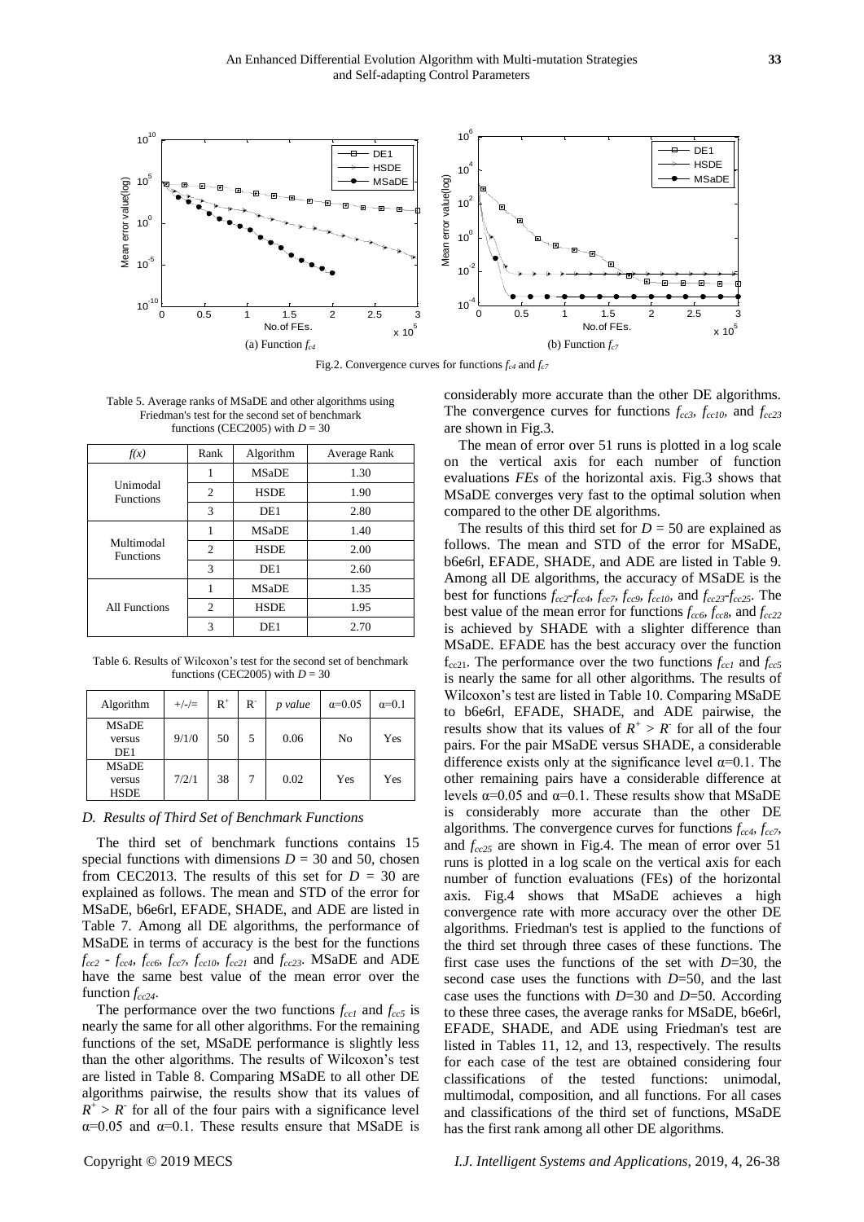Fig.2. Convergence curves for functions $f_{c4}$ and $f_{c7}$

(a) Function $f_{c4}$

(b) Function $f_{c7}$

Table 5. Average ranks of MSaDE and other algorithms using Friedman's test for the second set of benchmark functions (CEC2005) with $D = 30$

| *f(x)* | Rank | Algorithm | Average Rank |
|---|---|---|---|
| Unimodal Functions | 1 | MSaDE | 1.30 |
| | 2 | HSDE | 1.90 |
| | 3 | DE1 | 2.80 |
| Multimodal Functions | 1 | MSaDE | 1.40 |
| | 2 | HSDE | 2.00 |
| | 3 | DE1 | 2.60 |
| All Functions | 1 | MSaDE | 1.35 |
| | 2 | HSDE | 1.95 |
| | 3 | DE1 | 2.70 |

Table 6. Results of Wilcoxon's test for the second set of benchmark functions (CEC2005) with $D = 30$

| Algorithm | +/-/= | $R^+$ | $R^-$ | *p value* | $\alpha$=0.05 | $\alpha$=0.1 |
|---|---|---|---|---|---|---|
| MSaDE versus DE1 | 9/1/0 | 50 | 5 | 0.06 | No | Yes |
| MSaDE versus HSDE | 7/2/1 | 38 | 7 | 0.02 | Yes | Yes |

### *D. Results of Third Set of Benchmark Functions*

The third set of benchmark functions contains 15 special functions with dimensions $D = 30$ and 50, chosen from CEC2013. The results of this set for $D = 30$ are explained as follows. The mean and STD of the error for MSaDE, b6e6rl, EFADE, SHADE, and ADE are listed in Table 7. Among all DE algorithms, the performance of MSaDE in terms of accuracy is the best for the functions $f_{cc2}$ - $f_{cc4}$, $f_{cc6}$, $f_{cc7}$, $f_{cc10}$, $f_{cc21}$ and $f_{cc23}$. MSaDE and ADE have the same best value of the mean error over the function $f_{cc24}$.

The performance over the two functions $f_{cc1}$ and $f_{cc5}$ is nearly the same for all other algorithms. For the remaining functions of the set, MSaDE performance is slightly less than the other algorithms. The results of Wilcoxon's test are listed in Table 8. Comparing MSaDE to all other DE algorithms pairwise, the results show that its values of $R^+ > R^-$ for all of the four pairs with a significance level $\alpha$=0.05 and $\alpha$=0.1. These results ensure that MSaDE is considerably more accurate than the other DE algorithms. The convergence curves for functions $f_{cc3}$, $f_{cc10}$, and $f_{cc23}$ are shown in Fig.3.

The mean of error over 51 runs is plotted in a log scale on the vertical axis for each number of function evaluations *FEs* of the horizontal axis. Fig.3 shows that MSaDE converges very fast to the optimal solution when compared to the other DE algorithms.

The results of this third set for $D = 50$ are explained as follows. The mean and STD of the error for MSaDE, b6e6rl, EFADE, SHADE, and ADE are listed in Table 9. Among all DE algorithms, the accuracy of MSaDE is the best for functions $f_{cc2}$-$f_{cc4}$, $f_{cc7}$, $f_{cc9}$, $f_{cc10}$, and $f_{cc23}$-$f_{cc25}$. The best value of the mean error for functions $f_{cc6}$, $f_{cc8}$, and $f_{cc22}$ is achieved by SHADE with a slighter difference than MSaDE. EFADE has the best accuracy over the function $f_{cc21}$. The performance over the two functions $f_{cc1}$ and $f_{cc5}$ is nearly the same for all other algorithms. The results of Wilcoxon's test are listed in Table 10. Comparing MSaDE to b6e6rl, EFADE, SHADE, and ADE pairwise, the results show that its values of $R^+ > R^-$ for all of the four pairs. For the pair MSaDE versus SHADE, a considerable difference exists only at the significance level $\alpha$=0.1. The other remaining pairs have a considerable difference at levels $\alpha$=0.05 and $\alpha$=0.1. These results show that MSaDE is considerably more accurate than the other DE algorithms. The convergence curves for functions $f_{cc4}$, $f_{cc7}$, and $f_{cc25}$ are shown in Fig.4. The mean of error over 51 runs is plotted in a log scale on the vertical axis for each number of function evaluations (FEs) of the horizontal axis. Fig.4 shows that MSaDE achieves a high convergence rate with more accuracy over the other DE algorithms. Friedman's test is applied to the functions of the third set through three cases of these functions. The first case uses the functions of the set with $D$=30, the second case uses the functions with $D$=50, and the last case uses the functions with $D$=30 and $D$=50. According to these three cases, the average ranks for MSaDE, b6e6rl, EFADE, SHADE, and ADE using Friedman's test are listed in Tables 11, 12, and 13, respectively. The results for each case of the test are obtained considering four classifications of the tested functions: unimodal, multimodal, composition, and all functions. For all cases and classifications of the third set of functions, MSaDE has the first rank among all other DE algorithms.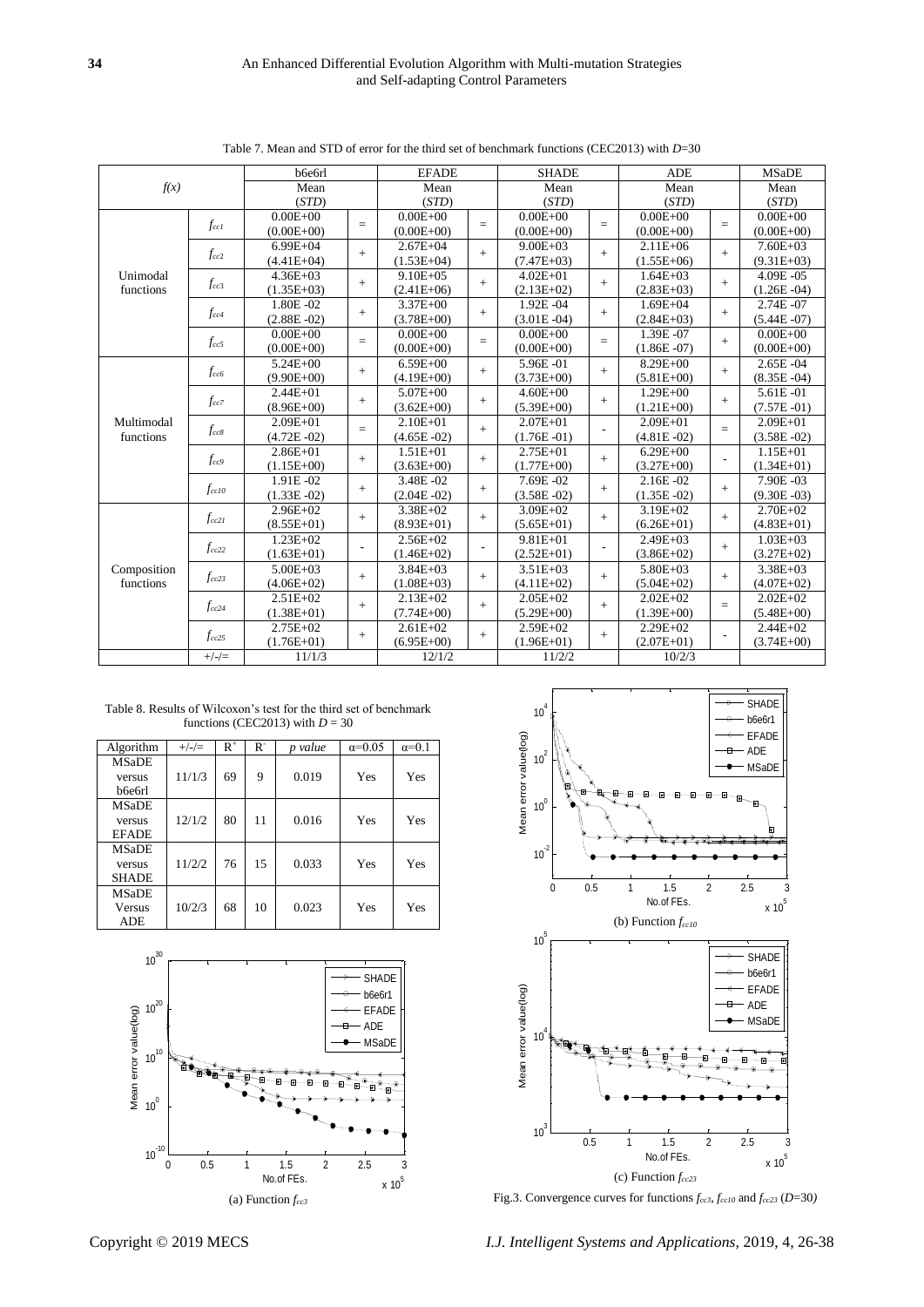Table 7. Mean and STD of error for the third set of benchmark functions (CEC2013) with $D$=30

| $f(x)$ | | b6e6rl Mean (*STD*) | | EFADE Mean (*STD*) | | SHADE Mean (*STD*) | | ADE Mean (*STD*) | | MSaDE Mean (*STD*) |
|---|---|---|---|---|---|---|---|---|---|---|
| Unimodal functions | $f_{cc1}$ | 0.00E+00 (0.00E+00) | = | 0.00E+00 (0.00E+00) | = | 0.00E+00 (0.00E+00) | = | 0.00E+00 (0.00E+00) | = | 0.00E+00 (0.00E+00) |
| | $f_{cc2}$ | 6.99E+04 (4.41E+04) | + | 2.67E+04 (1.53E+04) | + | 9.00E+03 (7.47E+03) | + | 2.11E+06 (1.55E+06) | + | 7.60E+03 (9.31E+03) |
| | $f_{cc3}$ | 4.36E+03 (1.35E+03) | + | 9.10E+05 (2.41E+06) | + | 4.02E+01 (2.13E+02) | + | 1.64E+03 (2.83E+03) | + | 4.09E -05 (1.26E -04) |
| | $f_{cc4}$ | 1.80E -02 (2.88E -02) | + | 3.37E+00 (3.78E+00) | + | 1.92E -04 (3.01E -04) | + | 1.69E+04 (2.84E+03) | + | 2.74E -07 (5.44E -07) |
| | $f_{cc5}$ | 0.00E+00 (0.00E+00) | = | 0.00E+00 (0.00E+00) | = | 0.00E+00 (0.00E+00) | = | 1.39E -07 (1.86E -07) | + | 0.00E+00 (0.00E+00) |
| Multimodal functions | $f_{cc6}$ | 5.24E+00 (9.90E+00) | + | 6.59E+00 (4.19E+00) | + | 5.96E -01 (3.73E+00) | + | 8.29E+00 (5.81E+00) | + | 2.65E -04 (8.35E -04) |
| | $f_{cc7}$ | 2.44E+01 (8.96E+00) | + | 5.07E+00 (3.62E+00) | + | 4.60E+00 (5.39E+00) | + | 1.29E+00 (1.21E+00) | + | 5.61E -01 (7.57E -01) |
| | $f_{cc8}$ | 2.09E+01 (4.72E -02) | = | 2.10E+01 (4.65E -02) | + | 2.07E+01 (1.76E -01) | - | 2.09E+01 (4.81E -02) | = | 2.09E+01 (3.58E -02) |
| | $f_{cc9}$ | 2.86E+01 (1.15E+00) | + | 1.51E+01 (3.63E+00) | + | 2.75E+01 (1.77E+00) | + | 6.29E+00 (3.27E+00) | - | 1.15E+01 (1.34E+01) |
| | $f_{cc10}$ | 1.91E -02 (1.33E -02) | + | 3.48E -02 (2.04E -02) | + | 7.69E -02 (3.58E -02) | + | 2.16E -02 (1.35E -02) | + | 7.90E -03 (9.30E -03) |
| Composition functions | $f_{cc21}$ | 2.96E+02 (8.55E+01) | + | 3.38E+02 (8.93E+01) | + | 3.09E+02 (5.65E+01) | + | 3.19E+02 (6.26E+01) | + | 2.70E+02 (4.83E+01) |
| | $f_{cc22}$ | 1.23E+02 (1.63E+01) | - | 2.56E+02 (1.46E+02) | - | 9.81E+01 (2.52E+01) | - | 2.49E+03 (3.86E+02) | + | 1.03E+03 (3.27E+02) |
| | $f_{cc23}$ | 5.00E+03 (4.06E+02) | + | 3.84E+03 (1.08E+03) | + | 3.51E+03 (4.11E+02) | + | 5.80E+03 (5.04E+02) | + | 3.38E+03 (4.07E+02) |
| | $f_{cc24}$ | 2.51E+02 (1.38E+01) | + | 2.13E+02 (7.74E+00) | + | 2.05E+02 (5.29E+00) | + | 2.02E+02 (1.39E+00) | = | 2.02E+02 (5.48E+00) |
| | $f_{cc25}$ | 2.75E+02 (1.76E+01) | + | 2.61E+02 (6.95E+00) | + | 2.59E+02 (1.96E+01) | + | 2.29E+02 (2.07E+01) | - | 2.44E+02 (3.74E+00) |
| | +/-/= | 11/1/3 | | 12/1/2 | | 11/2/2 | | 10/2/3 | | |

Table 8. Results of Wilcoxon's test for the third set of benchmark functions (CEC2013) with $D$ = 30

| Algorithm | +/-/= | $R^+$ | $R^-$ | *p value* | α=0.05 | α=0.1 |
|---|---|---|---|---|---|---|
| MSaDE versus b6e6rl | 11/1/3 | 69 | 9 | 0.019 | Yes | Yes |
| MSaDE versus EFADE | 12/1/2 | 80 | 11 | 0.016 | Yes | Yes |
| MSaDE versus SHADE | 11/2/2 | 76 | 15 | 0.033 | Yes | Yes |
| MSaDE Versus ADE | 10/2/3 | 68 | 10 | 0.023 | Yes | Yes |

(a) Function $f_{cc3}$

(b) Function $f_{cc10}$

(c) Function $f_{cc23}$

Fig.3. Convergence curves for functions $f_{cc3}$, $f_{cc10}$ and $f_{cc23}$ ($D$=30)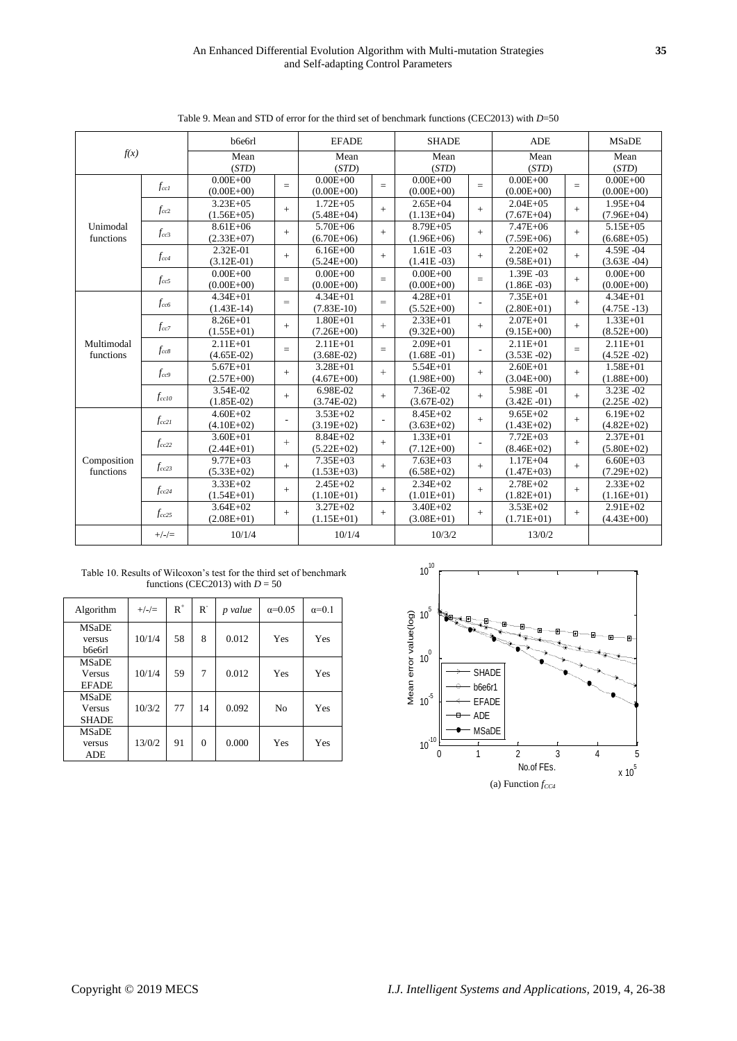Table 9. Mean and STD of error for the third set of benchmark functions (CEC2013) with $D$=50

| $f(x)$ | | b6e6rl | | EFADE | | SHADE | | ADE | | MSaDE |
|---|---|---|---|---|---|---|---|---|---|---|
| | | Mean (*STD*) | | Mean (*STD*) | | Mean (*STD*) | | Mean (*STD*) | | Mean (*STD*) |
| Unimodal functions | $f_{cc1}$ | 0.00E+00 (0.00E+00) | = | 0.00E+00 (0.00E+00) | = | 0.00E+00 (0.00E+00) | = | 0.00E+00 (0.00E+00) | = | 0.00E+00 (0.00E+00) |
| | $f_{cc2}$ | 3.23E+05 (1.56E+05) | + | 1.72E+05 (5.48E+04) | + | 2.65E+04 (1.13E+04) | + | 2.04E+05 (7.67E+04) | + | 1.95E+04 (7.96E+04) |
| | $f_{cc3}$ | 8.61E+06 (2.33E+07) | + | 5.70E+06 (6.70E+06) | + | 8.79E+05 (1.96E+06) | + | 7.47E+06 (7.59E+06) | + | 5.15E+05 (6.68E+05) |
| | $f_{cc4}$ | 2.32E-01 (3.12E-01) | + | 6.16E+00 (5.24E+00) | + | 1.61E -03 (1.41E -03) | + | 2.20E+02 (9.58E+01) | + | 4.59E -04 (3.63E -04) |
| | $f_{cc5}$ | 0.00E+00 (0.00E+00) | = | 0.00E+00 (0.00E+00) | = | 0.00E+00 (0.00E+00) | = | 1.39E -03 (1.86E -03) | + | 0.00E+00 (0.00E+00) |
| Multimodal functions | $f_{cc6}$ | 4.34E+01 (1.43E-14) | = | 4.34E+01 (7.83E-10) | = | 4.28E+01 (5.52E+00) | - | 7.35E+01 (2.80E+01) | + | 4.34E+01 (4.75E -13) |
| | $f_{cc7}$ | 8.26E+01 (1.55E+01) | + | 1.80E+01 (7.26E+00) | + | 2.33E+01 (9.32E+00) | + | 2.07E+01 (9.15E+00) | + | 1.33E+01 (8.52E+00) |
| | $f_{cc8}$ | 2.11E+01 (4.65E-02) | = | 2.11E+01 (3.68E-02) | = | 2.09E+01 (1.68E -01) | - | 2.11E+01 (3.53E -02) | = | 2.11E+01 (4.52E -02) |
| | $f_{cc9}$ | 5.67E+01 (2.57E+00) | + | 3.28E+01 (4.67E+00) | + | 5.54E+01 (1.98E+00) | + | 2.60E+01 (3.04E+00) | + | 1.58E+01 (1.88E+00) |
| | $f_{cc10}$ | 3.54E-02 (1.85E-02) | + | 6.98E-02 (3.74E-02) | + | 7.36E-02 (3.67E-02) | + | 5.98E -01 (3.42E -01) | + | 3.23E -02 (2.25E -02) |
| Composition functions | $f_{cc21}$ | 4.60E+02 (4.10E+02) | - | 3.53E+02 (3.19E+02) | - | 8.45E+02 (3.63E+02) | + | 9.65E+02 (1.43E+02) | + | 6.19E+02 (4.82E+02) |
| | $f_{cc22}$ | 3.60E+01 (2.44E+01) | + | 8.84E+02 (5.22E+02) | + | 1.33E+01 (7.12E+00) | - | 7.72E+03 (8.46E+02) | + | 2.37E+01 (5.80E+02) |
| | $f_{cc23}$ | 9.77E+03 (5.33E+02) | + | 7.35E+03 (1.53E+03) | + | 7.63E+03 (6.58E+02) | + | 1.17E+04 (1.47E+03) | + | 6.60E+03 (7.29E+02) |
| | $f_{cc24}$ | 3.33E+02 (1.54E+01) | + | 2.45E+02 (1.10E+01) | + | 2.34E+02 (1.01E+01) | + | 2.78E+02 (1.82E+01) | + | 2.33E+02 (1.16E+01) |
| | $f_{cc25}$ | 3.64E+02 (2.08E+01) | + | 3.27E+02 (1.15E+01) | + | 3.40E+02 (3.08E+01) | + | 3.53E+02 (1.71E+01) | + | 2.91E+02 (4.43E+00) |
| | +/-/= | 10/1/4 | | 10/1/4 | | 10/3/2 | | 13/0/2 | | |

Table 10. Results of Wilcoxon's test for the third set of benchmark functions (CEC2013) with $D$ = 50

| Algorithm | +/-/= | $R^+$ | $R^-$ | *p value* | $\alpha$=0.05 | $\alpha$=0.1 |
|---|---|---|---|---|---|---|
| MSaDE versus b6e6rl | 10/1/4 | 58 | 8 | 0.012 | Yes | Yes |
| MSaDE Versus EFADE | 10/1/4 | 59 | 7 | 0.012 | Yes | Yes |
| MSaDE Versus SHADE | 10/3/2 | 77 | 14 | 0.092 | No | Yes |
| MSaDE versus ADE | 13/0/2 | 91 | 0 | 0.000 | Yes | Yes |

(a) Function $f_{CC4}$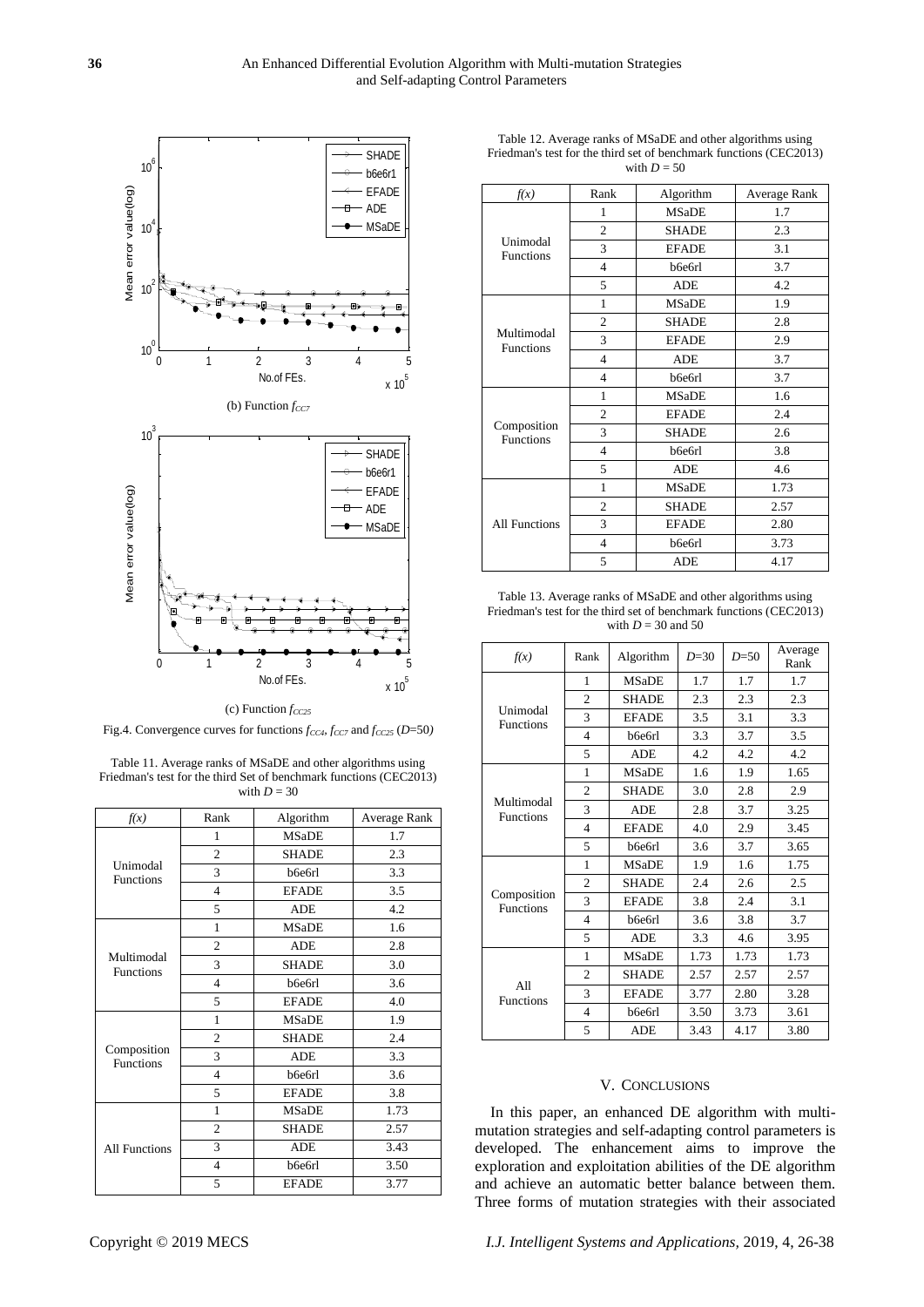(b) Function $f_{CC7}$

(c) Function $f_{CC25}$

Fig.4. Convergence curves for functions $f_{CC4}$, $f_{CC7}$ and $f_{CC25}$ ($D$=50)

Table 11. Average ranks of MSaDE and other algorithms using Friedman's test for the third Set of benchmark functions (CEC2013) with $D$ = 30

| *f(x)* | Rank | Algorithm | Average Rank |
|---|---|---|---|
| Unimodal Functions | 1 | MSaDE | 1.7 |
| | 2 | SHADE | 2.3 |
| | 3 | b6e6rl | 3.3 |
| | 4 | EFADE | 3.5 |
| | 5 | ADE | 4.2 |
| Multimodal Functions | 1 | MSaDE | 1.6 |
| | 2 | ADE | 2.8 |
| | 3 | SHADE | 3.0 |
| | 4 | b6e6rl | 3.6 |
| | 5 | EFADE | 4.0 |
| Composition Functions | 1 | MSaDE | 1.9 |
| | 2 | SHADE | 2.4 |
| | 3 | ADE | 3.3 |
| | 4 | b6e6rl | 3.6 |
| | 5 | EFADE | 3.8 |
| All Functions | 1 | MSaDE | 1.73 |
| | 2 | SHADE | 2.57 |
| | 3 | ADE | 3.43 |
| | 4 | b6e6rl | 3.50 |
| | 5 | EFADE | 3.77 |

Table 12. Average ranks of MSaDE and other algorithms using Friedman's test for the third set of benchmark functions (CEC2013) with $D$ = 50

| *f(x)* | Rank | Algorithm | Average Rank |
|---|---|---|---|
| Unimodal Functions | 1 | MSaDE | 1.7 |
| | 2 | SHADE | 2.3 |
| | 3 | EFADE | 3.1 |
| | 4 | b6e6rl | 3.7 |
| | 5 | ADE | 4.2 |
| Multimodal Functions | 1 | MSaDE | 1.9 |
| | 2 | SHADE | 2.8 |
| | 3 | EFADE | 2.9 |
| | 4 | ADE | 3.7 |
| | 4 | b6e6rl | 3.7 |
| Composition Functions | 1 | MSaDE | 1.6 |
| | 2 | EFADE | 2.4 |
| | 3 | SHADE | 2.6 |
| | 4 | b6e6rl | 3.8 |
| | 5 | ADE | 4.6 |
| All Functions | 1 | MSaDE | 1.73 |
| | 2 | SHADE | 2.57 |
| | 3 | EFADE | 2.80 |
| | 4 | b6e6rl | 3.73 |
| | 5 | ADE | 4.17 |

Table 13. Average ranks of MSaDE and other algorithms using Friedman's test for the third set of benchmark functions (CEC2013) with $D$ = 30 and 50

| *f(x)* | Rank | Algorithm | $D$=30 | $D$=50 | Average Rank |
|---|---|---|---|---|---|
| Unimodal Functions | 1 | MSaDE | 1.7 | 1.7 | 1.7 |
| | 2 | SHADE | 2.3 | 2.3 | 2.3 |
| | 3 | EFADE | 3.5 | 3.1 | 3.3 |
| | 4 | b6e6rl | 3.3 | 3.7 | 3.5 |
| | 5 | ADE | 4.2 | 4.2 | 4.2 |
| Multimodal Functions | 1 | MSaDE | 1.6 | 1.9 | 1.65 |
| | 2 | SHADE | 3.0 | 2.8 | 2.9 |
| | 3 | ADE | 2.8 | 3.7 | 3.25 |
| | 4 | EFADE | 4.0 | 2.9 | 3.45 |
| | 5 | b6e6rl | 3.6 | 3.7 | 3.65 |
| Composition Functions | 1 | MSaDE | 1.9 | 1.6 | 1.75 |
| | 2 | SHADE | 2.4 | 2.6 | 2.5 |
| | 3 | EFADE | 3.8 | 2.4 | 3.1 |
| | 4 | b6e6rl | 3.6 | 3.8 | 3.7 |
| | 5 | ADE | 3.3 | 4.6 | 3.95 |
| All Functions | 1 | MSaDE | 1.73 | 1.73 | 1.73 |
| | 2 | SHADE | 2.57 | 2.57 | 2.57 |
| | 3 | EFADE | 3.77 | 2.80 | 3.28 |
| | 4 | b6e6rl | 3.50 | 3.73 | 3.61 |
| | 5 | ADE | 3.43 | 4.17 | 3.80 |

## V. Conclusions

In this paper, an enhanced DE algorithm with multi-mutation strategies and self-adapting control parameters is developed. The enhancement aims to improve the exploration and exploitation abilities of the DE algorithm and achieve an automatic better balance between them. Three forms of mutation strategies with their associated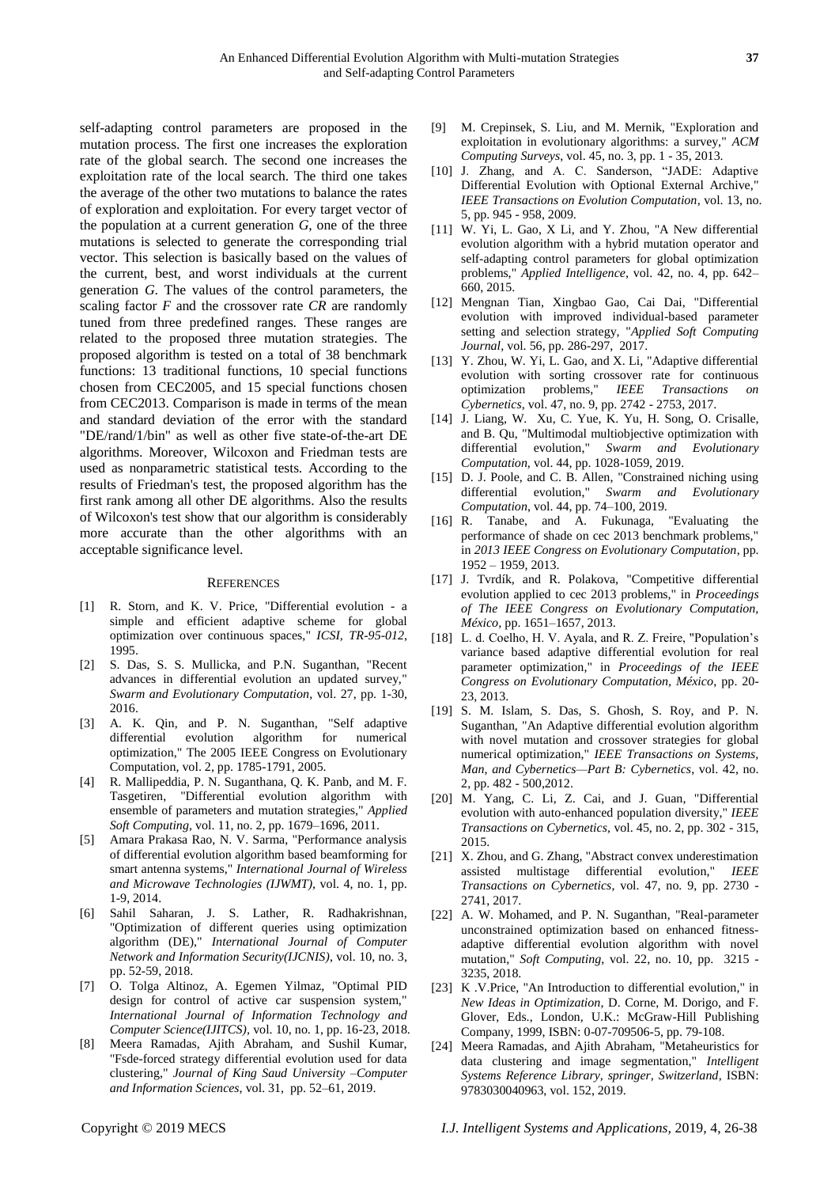self-adapting control parameters are proposed in the mutation process. The first one increases the exploration rate of the global search. The second one increases the exploitation rate of the local search. The third one takes the average of the other two mutations to balance the rates of exploration and exploitation. For every target vector of the population at a current generation *G*, one of the three mutations is selected to generate the corresponding trial vector. This selection is basically based on the values of the current, best, and worst individuals at the current generation *G*. The values of the control parameters, the scaling factor *F* and the crossover rate *CR* are randomly tuned from three predefined ranges. These ranges are related to the proposed three mutation strategies. The proposed algorithm is tested on a total of 38 benchmark functions: 13 traditional functions, 10 special functions chosen from CEC2005, and 15 special functions chosen from CEC2013. Comparison is made in terms of the mean and standard deviation of the error with the standard "DE/rand/1/bin" as well as other five state-of-the-art DE algorithms. Moreover, Wilcoxon and Friedman tests are used as nonparametric statistical tests. According to the results of Friedman's test, the proposed algorithm has the first rank among all other DE algorithms. Also the results of Wilcoxon's test show that our algorithm is considerably more accurate than the other algorithms with an acceptable significance level.

## REFERENCES

[1] R. Storn, and K. V. Price, "Differential evolution - a simple and efficient adaptive scheme for global optimization over continuous spaces," *ICSI, TR-95-012*, 1995.

[2] S. Das, S. S. Mullicka, and P.N. Suganthan, "Recent advances in differential evolution an updated survey," *Swarm and Evolutionary Computation*, vol. 27, pp. 1-30, 2016.

[3] A. K. Qin, and P. N. Suganthan, "Self adaptive differential evolution algorithm for numerical optimization," The 2005 IEEE Congress on Evolutionary Computation, vol. 2, pp. 1785-1791, 2005.

[4] R. Mallipeddia, P. N. Suganthana, Q. K. Panb, and M. F. Tasgetiren, "Differential evolution algorithm with ensemble of parameters and mutation strategies," *Applied Soft Computing*, vol. 11, no. 2, pp. 1679–1696, 2011.

[5] Amara Prakasa Rao, N. V. Sarma, "Performance analysis of differential evolution algorithm based beamforming for smart antenna systems," *International Journal of Wireless and Microwave Technologies (IJWMT)*, vol. 4, no. 1, pp. 1-9, 2014.

[6] Sahil Saharan, J. S. Lather, R. Radhakrishnan, "Optimization of different queries using optimization algorithm (DE)," *International Journal of Computer Network and Information Security(IJCNIS)*, vol. 10, no. 3, pp. 52-59, 2018.

[7] O. Tolga Altinoz, A. Egemen Yilmaz, "Optimal PID design for control of active car suspension system," *International Journal of Information Technology and Computer Science(IJITCS)*, vol. 10, no. 1, pp. 16-23, 2018.

[8] Meera Ramadas, Ajith Abraham, and Sushil Kumar, "Fsde-forced strategy differential evolution used for data clustering," *Journal of King Saud University –Computer and Information Sciences*, vol. 31, pp. 52–61, 2019.

[9] M. Crepinsek, S. Liu, and M. Mernik, "Exploration and exploitation in evolutionary algorithms: a survey," *ACM Computing Surveys*, vol. 45, no. 3, pp. 1 - 35, 2013.

[10] J. Zhang, and A. C. Sanderson, "JADE: Adaptive Differential Evolution with Optional External Archive," *IEEE Transactions on Evolution Computation*, vol. 13, no. 5, pp. 945 - 958, 2009.

[11] W. Yi, L. Gao, X Li, and Y. Zhou, "A New differential evolution algorithm with a hybrid mutation operator and self-adapting control parameters for global optimization problems," *Applied Intelligence*, vol. 42, no. 4, pp. 642–660, 2015.

[12] Mengnan Tian, Xingbao Gao, Cai Dai, "Differential evolution with improved individual-based parameter setting and selection strategy, "*Applied Soft Computing Journal*, vol. 56, pp. 286-297, 2017.

[13] Y. Zhou, W. Yi, L. Gao, and X. Li, "Adaptive differential evolution with sorting crossover rate for continuous optimization problems," *IEEE Transactions on Cybernetics*, vol. 47, no. 9, pp. 2742 - 2753, 2017.

[14] J. Liang, W. Xu, C. Yue, K. Yu, H. Song, O. Crisalle, and B. Qu, "Multimodal multiobjective optimization with differential evolution," *Swarm and Evolutionary Computation*, vol. 44, pp. 1028-1059, 2019.

[15] D. J. Poole, and C. B. Allen, "Constrained niching using differential evolution," *Swarm and Evolutionary Computation*, vol. 44, pp. 74–100, 2019.

[16] R. Tanabe, and A. Fukunaga, "Evaluating the performance of shade on cec 2013 benchmark problems," in *2013 IEEE Congress on Evolutionary Computation*, pp. 1952 – 1959, 2013.

[17] J. Tvrdík, and R. Polakova, "Competitive differential evolution applied to cec 2013 problems," in *Proceedings of The IEEE Congress on Evolutionary Computation, México*, pp. 1651–1657, 2013.

[18] L. d. Coelho, H. V. Ayala, and R. Z. Freire, "Population's variance based adaptive differential evolution for real parameter optimization," in *Proceedings of the IEEE Congress on Evolutionary Computation, México*, pp. 20-23, 2013.

[19] S. M. Islam, S. Das, S. Ghosh, S. Roy, and P. N. Suganthan, "An Adaptive differential evolution algorithm with novel mutation and crossover strategies for global numerical optimization," *IEEE Transactions on Systems, Man, and Cybernetics—Part B: Cybernetics*, vol. 42, no. 2, pp. 482 - 500,2012.

[20] M. Yang, C. Li, Z. Cai, and J. Guan, "Differential evolution with auto-enhanced population diversity," *IEEE Transactions on Cybernetics*, vol. 45, no. 2, pp. 302 - 315, 2015.

[21] X. Zhou, and G. Zhang, "Abstract convex underestimation assisted multistage differential evolution," *IEEE Transactions on Cybernetics*, vol. 47, no. 9, pp. 2730 - 2741, 2017.

[22] A. W. Mohamed, and P. N. Suganthan, "Real-parameter unconstrained optimization based on enhanced fitness-adaptive differential evolution algorithm with novel mutation," *Soft Computing*, vol. 22, no. 10, pp. 3215 - 3235, 2018.

[23] K .V.Price, "An Introduction to differential evolution," in *New Ideas in Optimization*, D. Corne, M. Dorigo, and F. Glover, Eds., London, U.K.: McGraw-Hill Publishing Company, 1999, ISBN: 0-07-709506-5, pp. 79-108.

[24] Meera Ramadas, and Ajith Abraham, "Metaheuristics for data clustering and image segmentation," *Intelligent Systems Reference Library, springer, Switzerland*, ISBN: 9783030040963, vol. 152, 2019.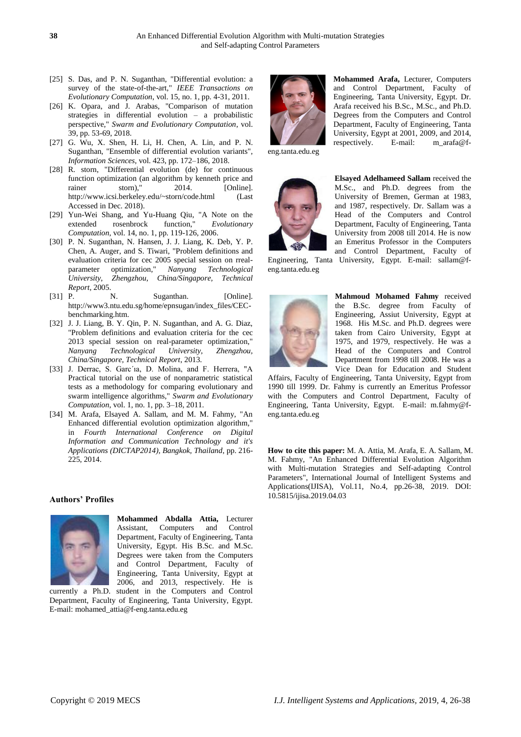[25] S. Das, and P. N. Suganthan, "Differential evolution: a survey of the state-of-the-art," *IEEE Transactions on Evolutionary Computation*, vol. 15, no. 1, pp. 4-31, 2011.

[26] K. Opara, and J. Arabas, "Comparison of mutation strategies in differential evolution – a probabilistic perspective," *Swarm and Evolutionary Computation*, vol. 39, pp. 53-69, 2018.

[27] G. Wu, X. Shen, H. Li, H. Chen, A. Lin, and P. N. Suganthan, "Ensemble of differential evolution variants", *Information Sciences*, vol. 423, pp. 172–186, 2018.

[28] R. storn, "Differential evolution (de) for continuous function optimization (an algorithm by kenneth price and rainer storn)," 2014. [Online]. http://www.icsi.berkeley.edu/~storn/code.html (Last Accessed in Dec. 2018).

[29] Yun-Wei Shang, and Yu-Huang Qiu, "A Note on the extended rosenbrock function," *Evolutionary Computation*, vol. 14, no. 1, pp. 119-126, 2006.

[30] P. N. Suganthan, N. Hansen, J. J. Liang, K. Deb, Y. P. Chen, A. Auger, and S. Tiwari, "Problem definitions and evaluation criteria for cec 2005 special session on rreal-parameter optimization," *Nanyang Technological University, Zhengzhou, China/Singapore, Technical Report*, 2005.

[31] P. N. Suganthan. [Online]. http://www3.ntu.edu.sg/home/epnsugan/index_files/CEC-benchmarking.htm.

[32] J. J. Liang, B. Y. Qin, P. N. Suganthan, and A. G. Diaz, "Problem definitions and evaluation criteria for the cec 2013 special session on real-parameter optimization," *Nanyang Technological University, Zhengzhou, China/Singapore, Technical Report*, 2013.

[33] J. Derrac, S. Garc´ıa, D. Molina, and F. Herrera, "A Practical tutorial on the use of nonparametric statistical tests as a methodology for comparing evolutionary and swarm intelligence algorithms," *Swarm and Evolutionary Computation*, vol. 1, no. 1, pp. 3–18, 2011.

[34] M. Arafa, Elsayed A. Sallam, and M. M. Fahmy, "An Enhanced differential evolution optimization algorithm," in *Fourth International Conference on Digital Information and Communication Technology and it's Applications (DICTAP2014), Bangkok, Thailand*, pp. 216-225, 2014.

### Authors' Profiles

**Mohammed Abdalla Attia,** Lecturer Assistant, Computers and Control Department, Faculty of Engineering, Tanta University, Egypt. His B.Sc. and M.Sc. Degrees were taken from the Computers and Control Department, Faculty of Engineering, Tanta University, Egypt at 2006, and 2013, respectively. He is currently a Ph.D. student in the Computers and Control Department, Faculty of Engineering, Tanta University, Egypt. E-mail: mohamed_attia@f-eng.tanta.edu.eg

**Mohammed Arafa,** Lecturer, Computers and Control Department, Faculty of Engineering, Tanta University, Egypt. Dr. Arafa received his B.Sc., M.Sc., and Ph.D. Degrees from the Computers and Control Department, Faculty of Engineering, Tanta University, Egypt at 2001, 2009, and 2014, respectively. E-mail: m_arafa@f-eng.tanta.edu.eg

**Elsayed Adelhameed Sallam** received the M.Sc., and Ph.D. degrees from the University of Bremen, German at 1983, and 1987, respectively. Dr. Sallam was a Head of the Computers and Control Department, Faculty of Engineering, Tanta University from 2008 till 2014. He is now an Emeritus Professor in the Computers and Control Department, Faculty of Engineering, Tanta University, Egypt. E-mail: sallam@f-eng.tanta.edu.eg

**Mahmoud Mohamed Fahmy** received the B.Sc. degree from Faculty of Engineering, Assiut University, Egypt at 1968. His M.Sc. and Ph.D. degrees were taken from Cairo University, Egypt at 1975, and 1979, respectively. He was a Head of the Computers and Control Department from 1998 till 2008. He was a Vice Dean for Education and Student Affairs, Faculty of Engineering, Tanta University, Egypt from 1990 till 1999. Dr. Fahmy is currently an Emeritus Professor with the Computers and Control Department, Faculty of Engineering, Tanta University, Egypt. E-mail: m.fahmy@f-eng.tanta.edu.eg

**How to cite this paper:** M. A. Attia, M. Arafa, E. A. Sallam, M. M. Fahmy, "An Enhanced Differential Evolution Algorithm with Multi-mutation Strategies and Self-adapting Control Parameters", International Journal of Intelligent Systems and Applications(IJISA), Vol.11, No.4, pp.26-38, 2019. DOI: 10.5815/ijisa.2019.04.03